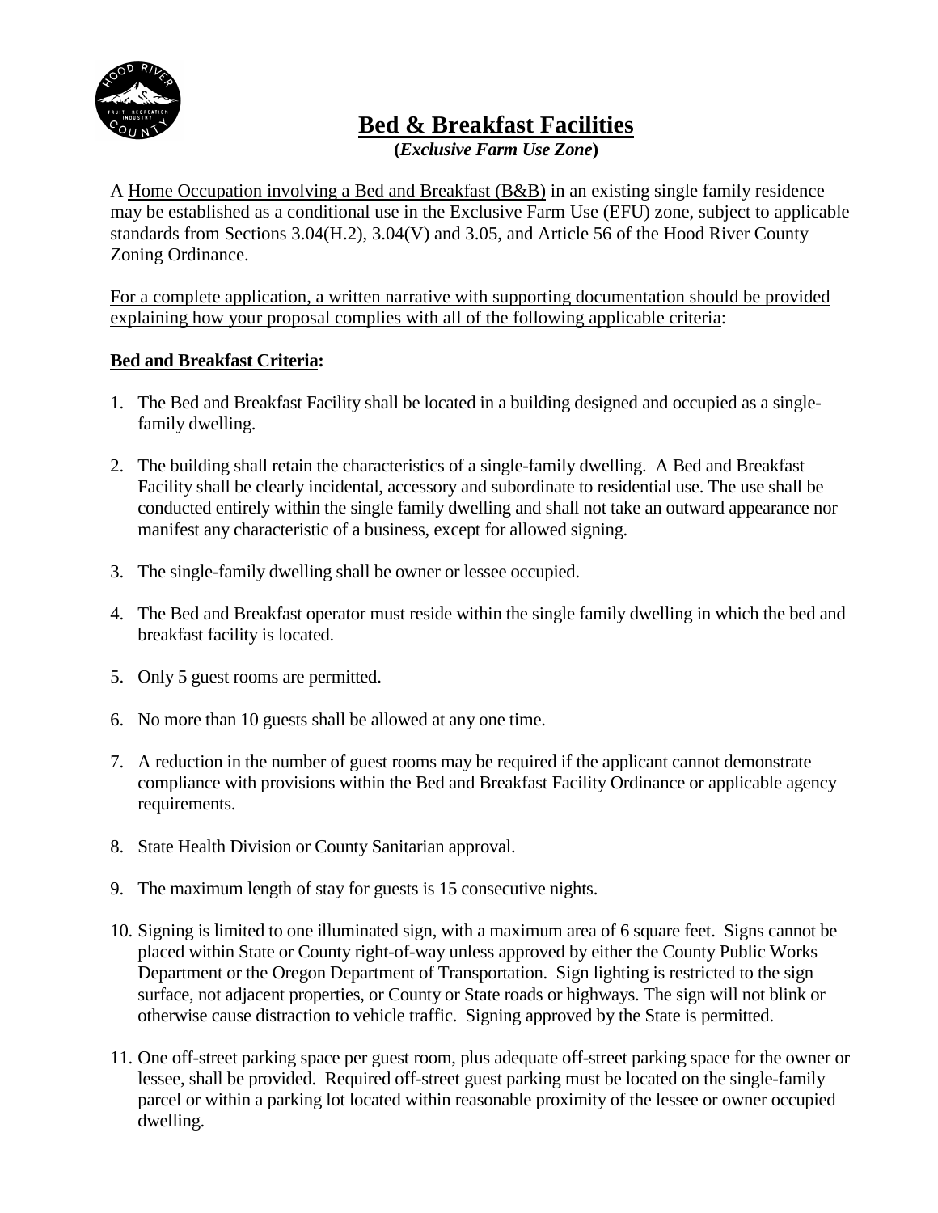# Bed & Breakfast Facilities

**(*Exclusive Farm Use Zone*)**

A Home Occupation involving a Bed and Breakfast (B&B) in an existing single family residence may be established as a conditional use in the Exclusive Farm Use (EFU) zone, subject to applicable standards from Sections 3.04(H.2), 3.04(V) and 3.05, and Article 56 of the Hood River County Zoning Ordinance.

For a complete application, a written narrative with supporting documentation should be provided explaining how your proposal complies with all of the following applicable criteria:

**Bed and Breakfast Criteria:**

1. The Bed and Breakfast Facility shall be located in a building designed and occupied as a single-family dwelling.
2. The building shall retain the characteristics of a single-family dwelling. A Bed and Breakfast Facility shall be clearly incidental, accessory and subordinate to residential use. The use shall be conducted entirely within the single family dwelling and shall not take an outward appearance nor manifest any characteristic of a business, except for allowed signing.
3. The single-family dwelling shall be owner or lessee occupied.
4. The Bed and Breakfast operator must reside within the single family dwelling in which the bed and breakfast facility is located.
5. Only 5 guest rooms are permitted.
6. No more than 10 guests shall be allowed at any one time.
7. A reduction in the number of guest rooms may be required if the applicant cannot demonstrate compliance with provisions within the Bed and Breakfast Facility Ordinance or applicable agency requirements.
8. State Health Division or County Sanitarian approval.
9. The maximum length of stay for guests is 15 consecutive nights.
10. Signing is limited to one illuminated sign, with a maximum area of 6 square feet. Signs cannot be placed within State or County right-of-way unless approved by either the County Public Works Department or the Oregon Department of Transportation. Sign lighting is restricted to the sign surface, not adjacent properties, or County or State roads or highways. The sign will not blink or otherwise cause distraction to vehicle traffic. Signing approved by the State is permitted.
11. One off-street parking space per guest room, plus adequate off-street parking space for the owner or lessee, shall be provided. Required off-street guest parking must be located on the single-family parcel or within a parking lot located within reasonable proximity of the lessee or owner occupied dwelling.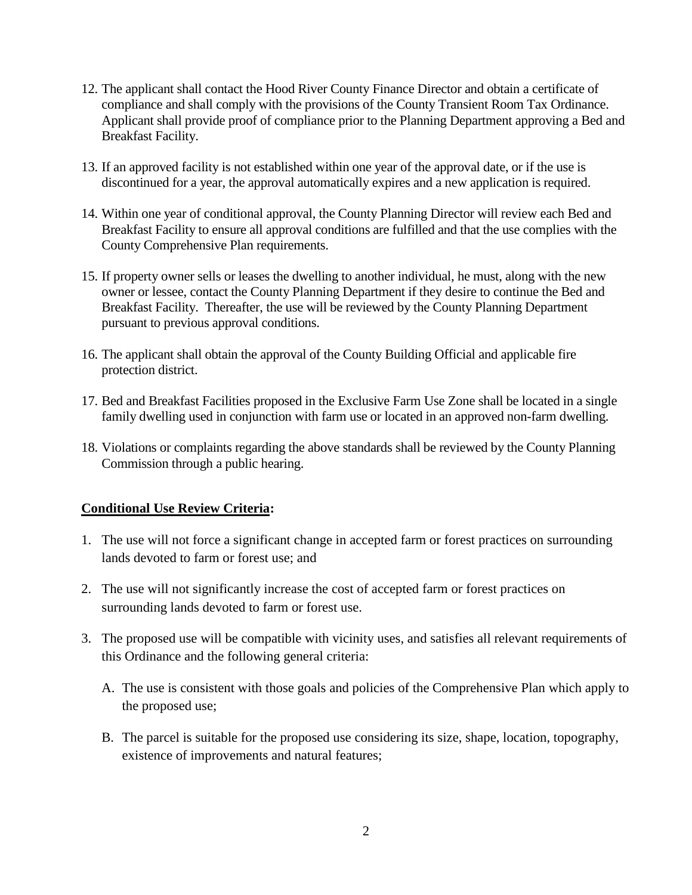12. The applicant shall contact the Hood River County Finance Director and obtain a certificate of compliance and shall comply with the provisions of the County Transient Room Tax Ordinance. Applicant shall provide proof of compliance prior to the Planning Department approving a Bed and Breakfast Facility.

13. If an approved facility is not established within one year of the approval date, or if the use is discontinued for a year, the approval automatically expires and a new application is required.

14. Within one year of conditional approval, the County Planning Director will review each Bed and Breakfast Facility to ensure all approval conditions are fulfilled and that the use complies with the County Comprehensive Plan requirements.

15. If property owner sells or leases the dwelling to another individual, he must, along with the new owner or lessee, contact the County Planning Department if they desire to continue the Bed and Breakfast Facility. Thereafter, the use will be reviewed by the County Planning Department pursuant to previous approval conditions.

16. The applicant shall obtain the approval of the County Building Official and applicable fire protection district.

17. Bed and Breakfast Facilities proposed in the Exclusive Farm Use Zone shall be located in a single family dwelling used in conjunction with farm use or located in an approved non-farm dwelling.

18. Violations or complaints regarding the above standards shall be reviewed by the County Planning Commission through a public hearing.

**Conditional Use Review Criteria:**

1. The use will not force a significant change in accepted farm or forest practices on surrounding lands devoted to farm or forest use; and

2. The use will not significantly increase the cost of accepted farm or forest practices on surrounding lands devoted to farm or forest use.

3. The proposed use will be compatible with vicinity uses, and satisfies all relevant requirements of this Ordinance and the following general criteria:

   A. The use is consistent with those goals and policies of the Comprehensive Plan which apply to the proposed use;

   B. The parcel is suitable for the proposed use considering its size, shape, location, topography, existence of improvements and natural features;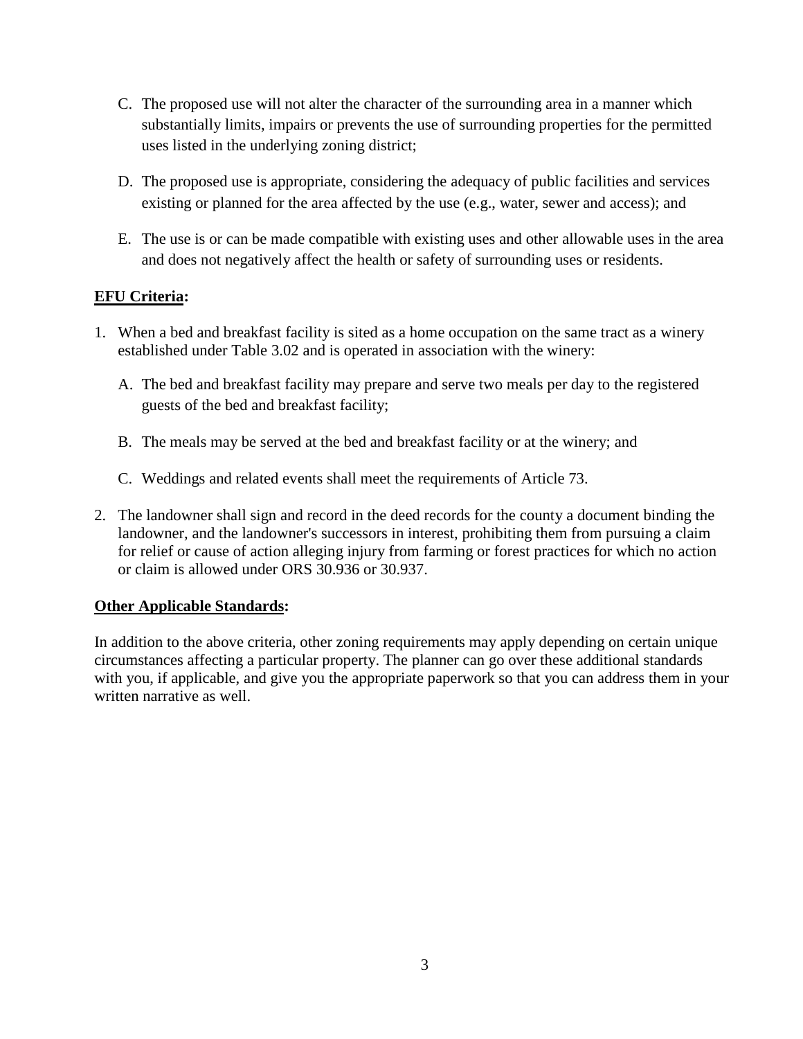C. The proposed use will not alter the character of the surrounding area in a manner which substantially limits, impairs or prevents the use of surrounding properties for the permitted uses listed in the underlying zoning district;

D. The proposed use is appropriate, considering the adequacy of public facilities and services existing or planned for the area affected by the use (e.g., water, sewer and access); and

E. The use is or can be made compatible with existing uses and other allowable uses in the area and does not negatively affect the health or safety of surrounding uses or residents.

**EFU Criteria:**

1. When a bed and breakfast facility is sited as a home occupation on the same tract as a winery established under Table 3.02 and is operated in association with the winery:

   A. The bed and breakfast facility may prepare and serve two meals per day to the registered guests of the bed and breakfast facility;

   B. The meals may be served at the bed and breakfast facility or at the winery; and

   C. Weddings and related events shall meet the requirements of Article 73.

2. The landowner shall sign and record in the deed records for the county a document binding the landowner, and the landowner's successors in interest, prohibiting them from pursuing a claim for relief or cause of action alleging injury from farming or forest practices for which no action or claim is allowed under ORS 30.936 or 30.937.

**Other Applicable Standards:**

In addition to the above criteria, other zoning requirements may apply depending on certain unique circumstances affecting a particular property. The planner can go over these additional standards with you, if applicable, and give you the appropriate paperwork so that you can address them in your written narrative as well.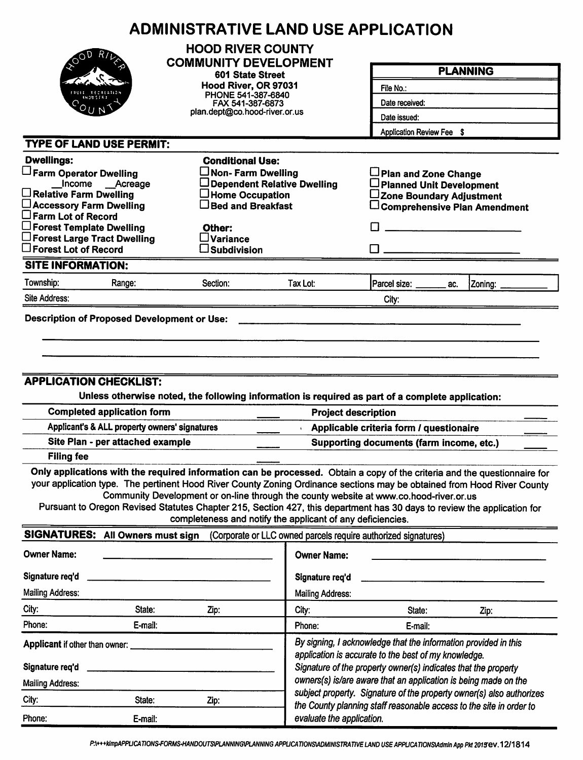# ADMINISTRATIVE LAND USE APPLICATION

**HOOD RIVER COUNTY**
**COMMUNITY DEVELOPMENT**
**601 State Street**
**Hood River, OR 97031**
PHONE 541-387-6840
FAX 541-387-6873
plan.dept@co.hood-river.or.us

| **PLANNING** |
|---|
| File No.: |
| Date received: |
| Date issued: |
| Application Review Fee $ |

## TYPE OF LAND USE PERMIT:

**Dwellings:**
- ☐ **Farm Operator Dwelling**
  - __Income __Acreage
- ☐ **Relative Farm Dwelling**
- ☐ **Accessory Farm Dwelling**
- ☐ **Farm Lot of Record**
- ☐ **Forest Template Dwelling**
- ☐ **Forest Large Tract Dwelling**
- ☐ **Forest Lot of Record**

**Conditional Use:**
- ☐ **Non- Farm Dwelling**
- ☐ **Dependent Relative Dwelling**
- ☐ **Home Occupation**
- ☐ **Bed and Breakfast**

**Other:**
- ☐ **Variance**
- ☐ **Subdivision**

- ☐ **Plan and Zone Change**
- ☐ **Planned Unit Development**
- ☐ **Zone Boundary Adjustment**
- ☐ **Comprehensive Plan Amendment**
- ☐ ____________________
- ☐ ____________________

## SITE INFORMATION:

| Township: | Range: | Section: | Tax Lot: | Parcel size: _______ ac. | Zoning: _________ |
|---|---|---|---|---|---|
| Site Address: | | | | City: | |

**Description of Proposed Development or Use:** ____________________________________________

______________________________________________________________________________

______________________________________________________________________________

## APPLICATION CHECKLIST:

**Unless otherwise noted, the following information is required as part of a complete application:**

| | | | |
|---|---|---|---|
| **Completed application form** | ____ | **Project description** | ____ |
| **Applicant's & ALL property owners' signatures** | ____ | **Applicable criteria form / questionaire** | ____ |
| **Site Plan - per attached example** | ____ | **Supporting documents (farm income, etc.)** | ____ |
| **Filing fee** | ____ | | |

**Only applications with the required information can be processed.** Obtain a copy of the criteria and the questionnaire for your application type. The pertinent Hood River County Zoning Ordinance sections may be obtained from Hood River County Community Development or on-line through the county website at www.co.hood-river.or.us

Pursuant to Oregon Revised Statutes Chapter 215, Section 427, this department has 30 days to review the application for completeness and notify the applicant of any deficiencies.

## SIGNATURES: All Owners must sign (Corporate or LLC owned parcels require authorized signatures)

| | | | | | |
|---|---|---|---|---|---|
| **Owner Name:** | | | **Owner Name:** | | |
| **Signature req'd** | | | **Signature req'd** | | |
| Mailing Address: | | | Mailing Address: | | |
| City: | State: | Zip: | City: | State: | Zip: |
| Phone: | E-mail: | | Phone: | E-mail: | |

| | | | |
|---|---|---|---|
| **Applicant** if other than owner: | | | *By signing, I acknowledge that the information provided in this application is accurate to the best of my knowledge. Signature of the property owner(s) indicates that the property owners(s) is/are aware that an application is being made on the subject property. Signature of the property owner(s) also authorizes the County planning staff reasonable access to the site in order to evaluate the application.* |
| **Signature req'd** | | | |
| Mailing Address: | | | |
| City: | State: | Zip: | |
| Phone: | E-mail: | | |

P:\+++kimpAPPLICATIONS-FORMS-HANDOUTS\PLANNING\PLANNING APPLICATIONS\ADMINISTRATIVE LAND USE APPLICATIONS\Admin App Pkt 2015rev.12/1814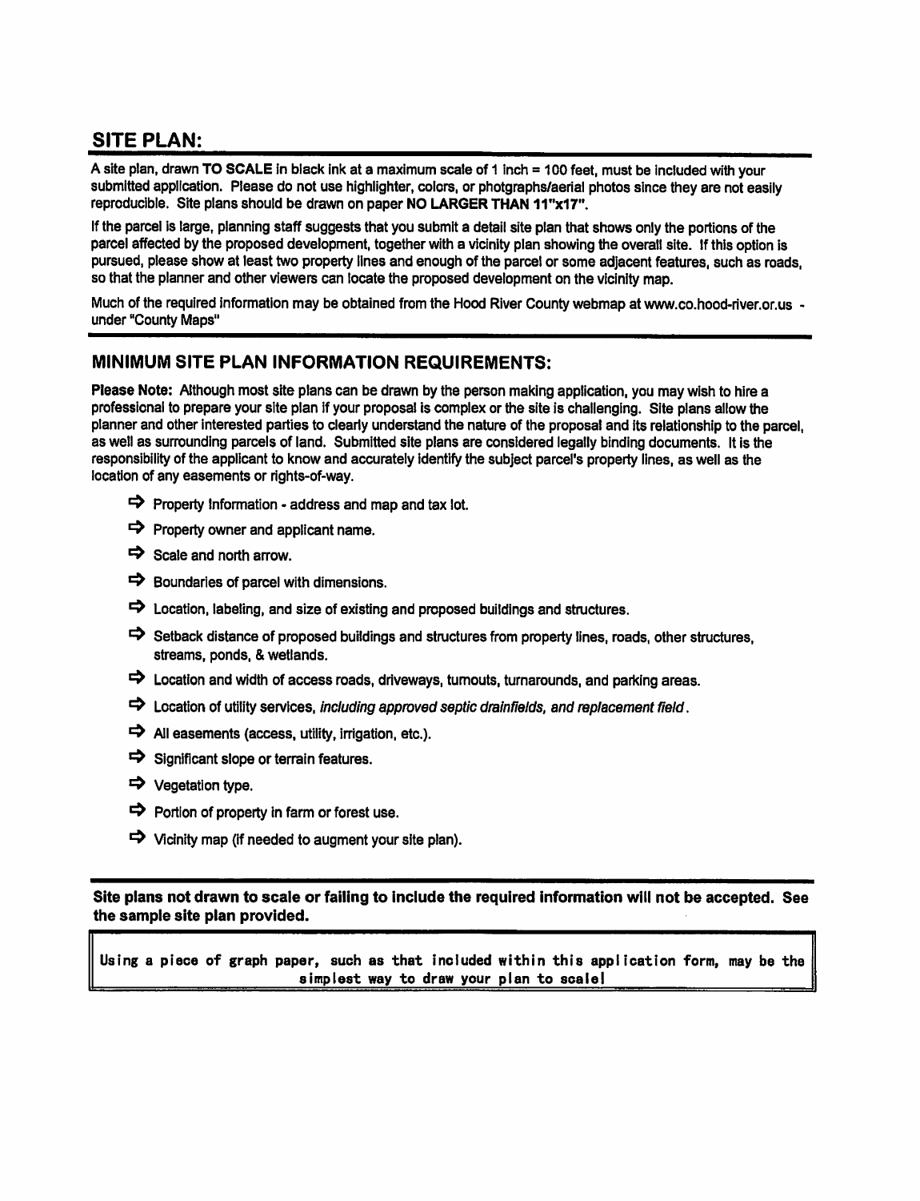## SITE PLAN:

A site plan, drawn **TO SCALE** in black ink at a maximum scale of 1 inch = 100 feet, must be included with your submitted application. Please do not use highlighter, colors, or photgraphs/aerial photos since they are not easily reproducible. Site plans should be drawn on paper **NO LARGER THAN 11"x17"**.

If the parcel is large, planning staff suggests that you submit a detail site plan that shows only the portions of the parcel affected by the proposed development, together with a vicinity plan showing the overall site. If this option is pursued, please show at least two property lines and enough of the parcel or some adjacent features, such as roads, so that the planner and other viewers can locate the proposed development on the vicinity map.

Much of the required information may be obtained from the Hood River County webmap at www.co.hood-river.or.us - under "County Maps"

## MINIMUM SITE PLAN INFORMATION REQUIREMENTS:

**Please Note:** Although most site plans can be drawn by the person making application, you may wish to hire a professional to prepare your site plan if your proposal is complex or the site is challenging. Site plans allow the planner and other interested parties to clearly understand the nature of the proposal and its relationship to the parcel, as well as surrounding parcels of land. Submitted site plans are considered legally binding documents. It is the responsibility of the applicant to know and accurately identify the subject parcel's property lines, as well as the location of any easements or rights-of-way.

- ➡ Property Information - address and map and tax lot.
- ➡ Property owner and applicant name.
- ➡ Scale and north arrow.
- ➡ Boundaries of parcel with dimensions.
- ➡ Location, labeling, and size of existing and proposed buildings and structures.
- ➡ Setback distance of proposed buildings and structures from property lines, roads, other structures, streams, ponds, & wetlands.
- ➡ Location and width of access roads, driveways, turnouts, turnarounds, and parking areas.
- ➡ Location of utility services, *including approved septic drainfields, and replacement field*.
- ➡ All easements (access, utility, irrigation, etc.).
- ➡ Significant slope or terrain features.
- ➡ Vegetation type.
- ➡ Portion of property in farm or forest use.
- ➡ Vicinity map (if needed to augment your site plan).

**Site plans not drawn to scale or failing to include the required information will not be accepted. See the sample site plan provided.**

Using a piece of graph paper, such as that included within this application form, may be the simplest way to draw your plan to scale!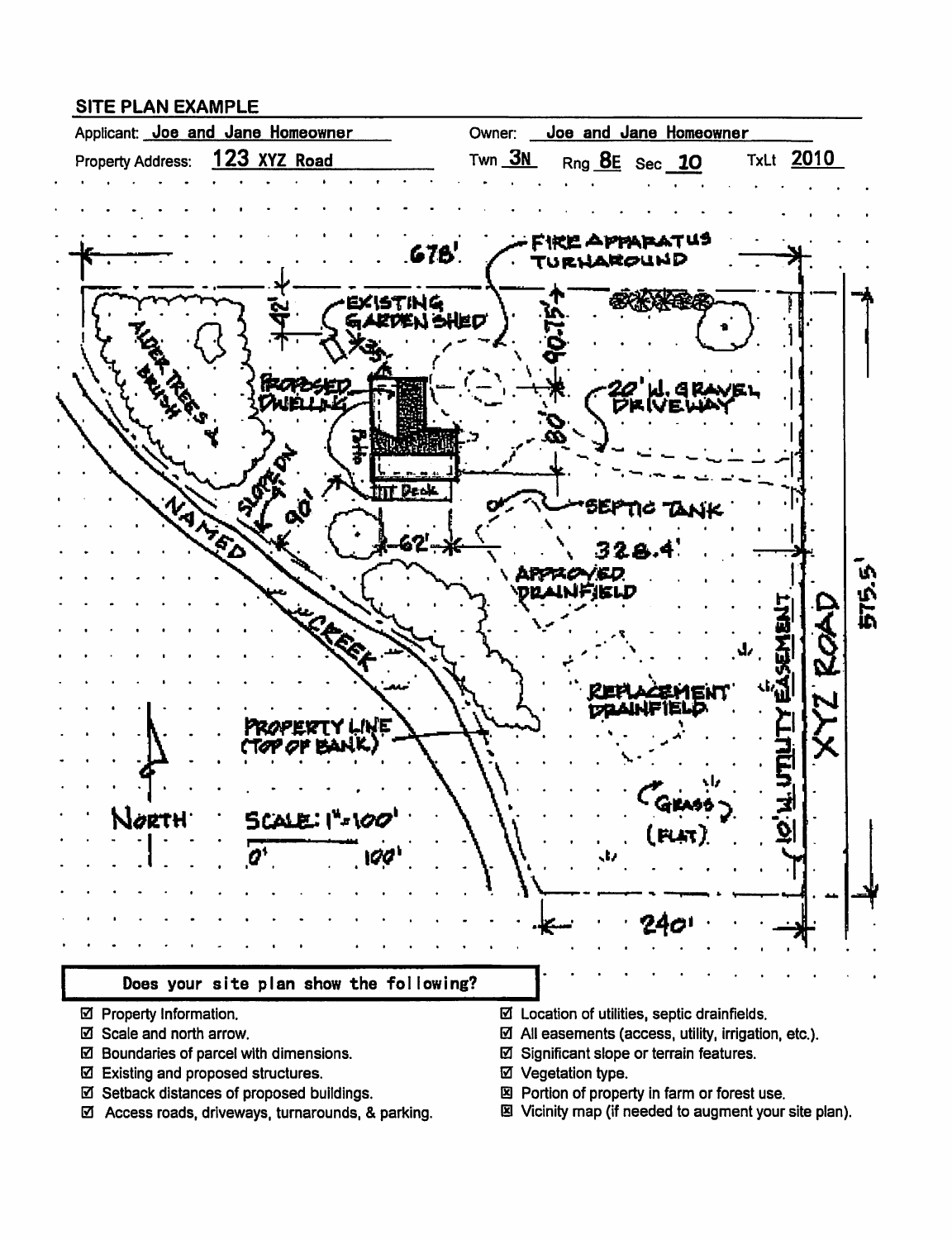## SITE PLAN EXAMPLE

Applicant: Joe and Jane Homeowner

Owner: Joe and Jane Homeowner

Property Address: 123 XYZ Road

Twn 3N Rng 8E Sec 10 TxLt 2010

678'

FIRE APPARATUS TURNAROUND

42'

EXISTING GARDEN SHED

35'

90.75'

PROPOSED DWELLING

Patio

Deck

80'

20' W. GRAVEL DRIVEWAY

ALDER TREES & BRUSH

SLOPE DN

90'

62'

SEPTIC TANK

328.4'

NAMED CREEK

APPROVED DRAINFIELD

REPLACEMENT DRAINFIELD

10' W. UTILITY EASEMENT

XYZ ROAD

575.5'

PROPERTY LINE (TOP OF BANK)

NORTH

SCALE: 1"=100'

0' 100'

GRASS (FLAT)

240'

**Does your site plan show the following?**

- ☑ Property Information.
- ☑ Scale and north arrow.
- ☑ Boundaries of parcel with dimensions.
- ☑ Existing and proposed structures.
- ☑ Setback distances of proposed buildings.
- ☑ Access roads, driveways, turnarounds, & parking.
- ☑ Location of utilities, septic drainfields.
- ☑ All easements (access, utility, irrigation, etc.).
- ☑ Significant slope or terrain features.
- ☑ Vegetation type.
- ☒ Portion of property in farm or forest use.
- ☒ Vicinity map (if needed to augment your site plan).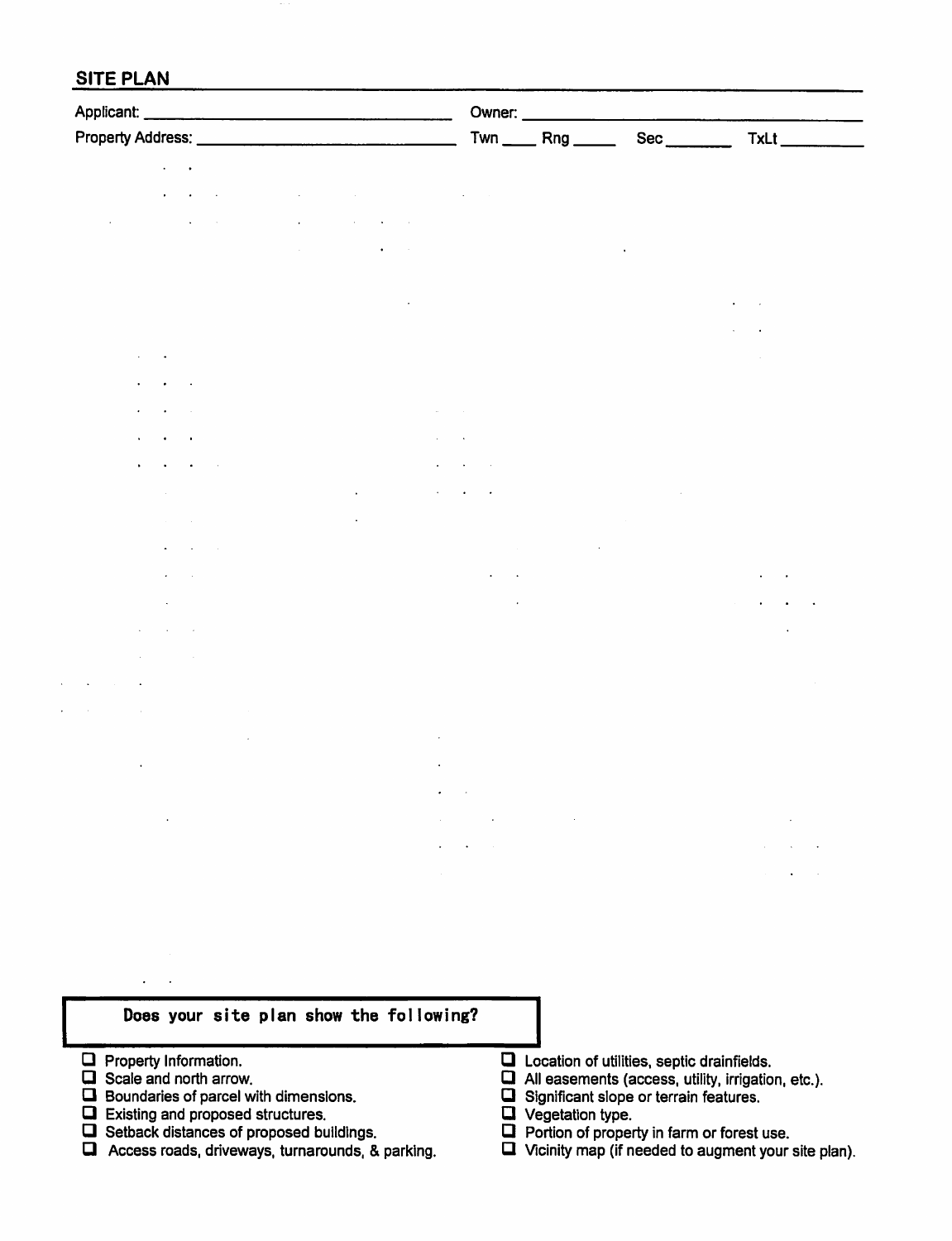## SITE PLAN

Applicant: ______________________________ Owner: ______________________________

Property Address: ______________________________ Twn ____ Rng _____ Sec _______ TxLt _________

**Does your site plan show the following?**

- ☐ Property Information.
- ☐ Scale and north arrow.
- ☐ Boundaries of parcel with dimensions.
- ☐ Existing and proposed structures.
- ☐ Setback distances of proposed buildings.
- ☐ Access roads, driveways, turnarounds, & parking.
- ☐ Location of utilities, septic drainfields.
- ☐ All easements (access, utility, irrigation, etc.).
- ☐ Significant slope or terrain features.
- ☐ Vegetation type.
- ☐ Portion of property in farm or forest use.
- ☐ Vicinity map (if needed to augment your site plan).